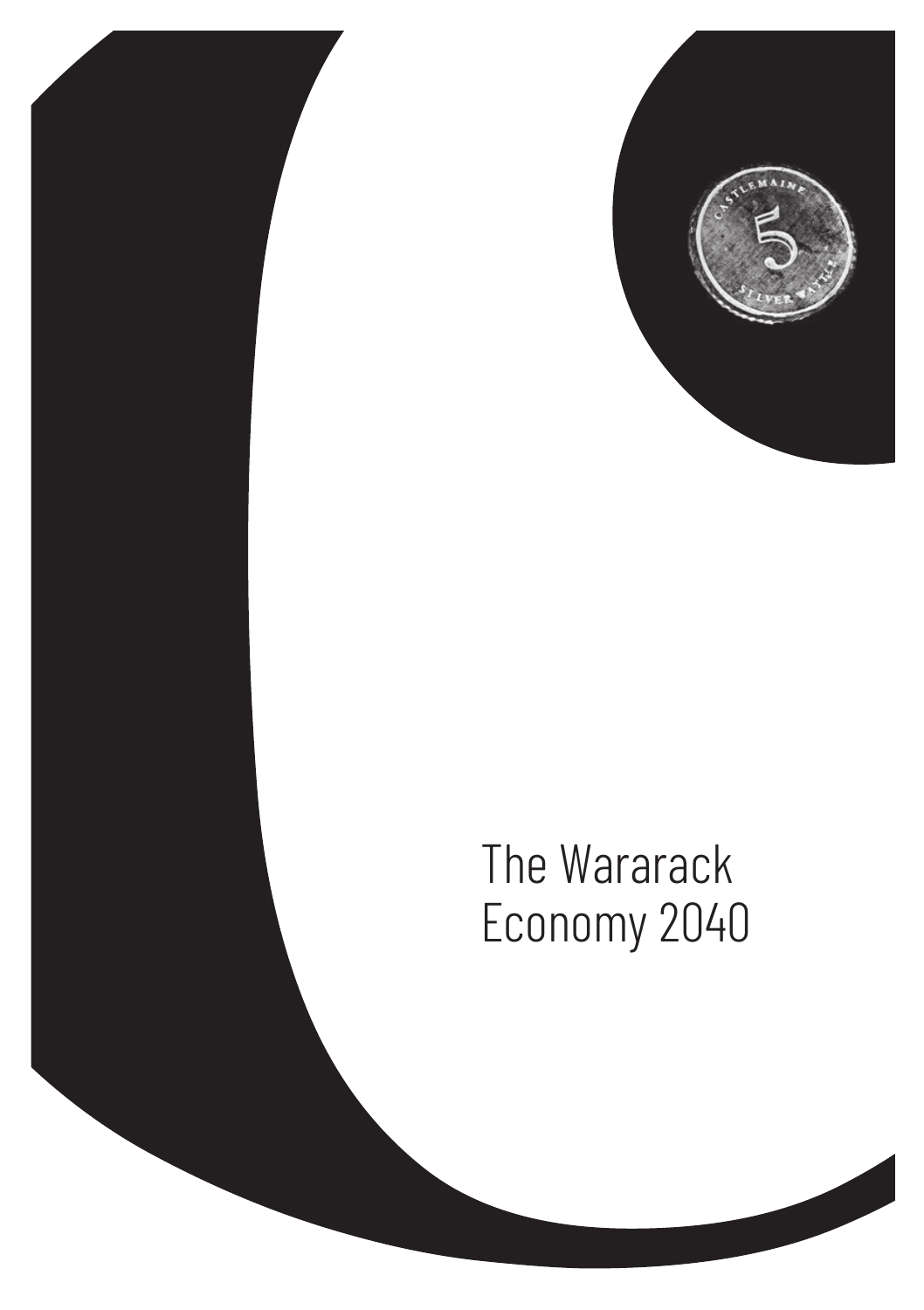# The Wararack Economy 2040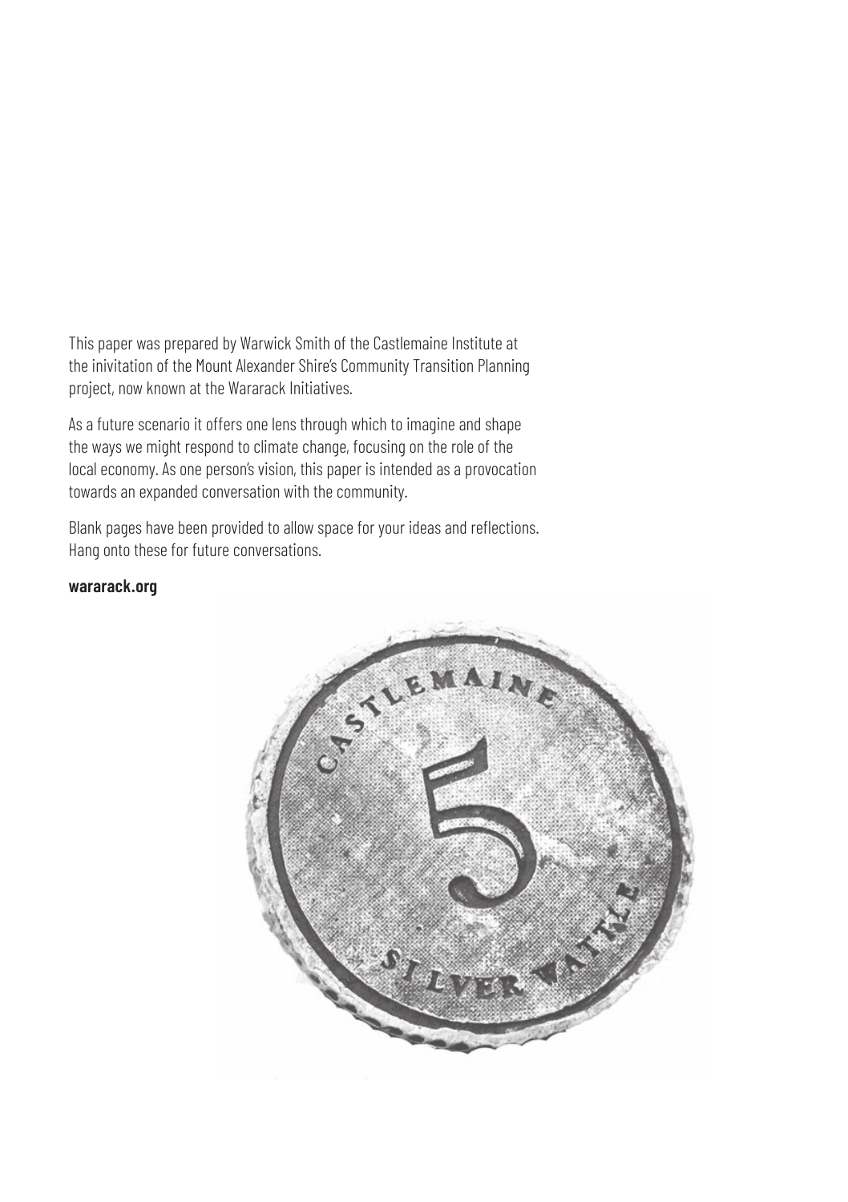This paper was prepared by Warwick Smith of the Castlemaine Institute at the inivitation of the Mount Alexander Shire's Community Transition Planning project, now known at the Wararack Initiatives.

As a future scenario it offers one lens through which to imagine and shape the ways we might respond to climate change, focusing on the role of the local economy. As one person's vision, this paper is intended as a provocation towards an expanded conversation with the community.

Blank pages have been provided to allow space for your ideas and reflections. Hang onto these for future conversations.

**wararack.org**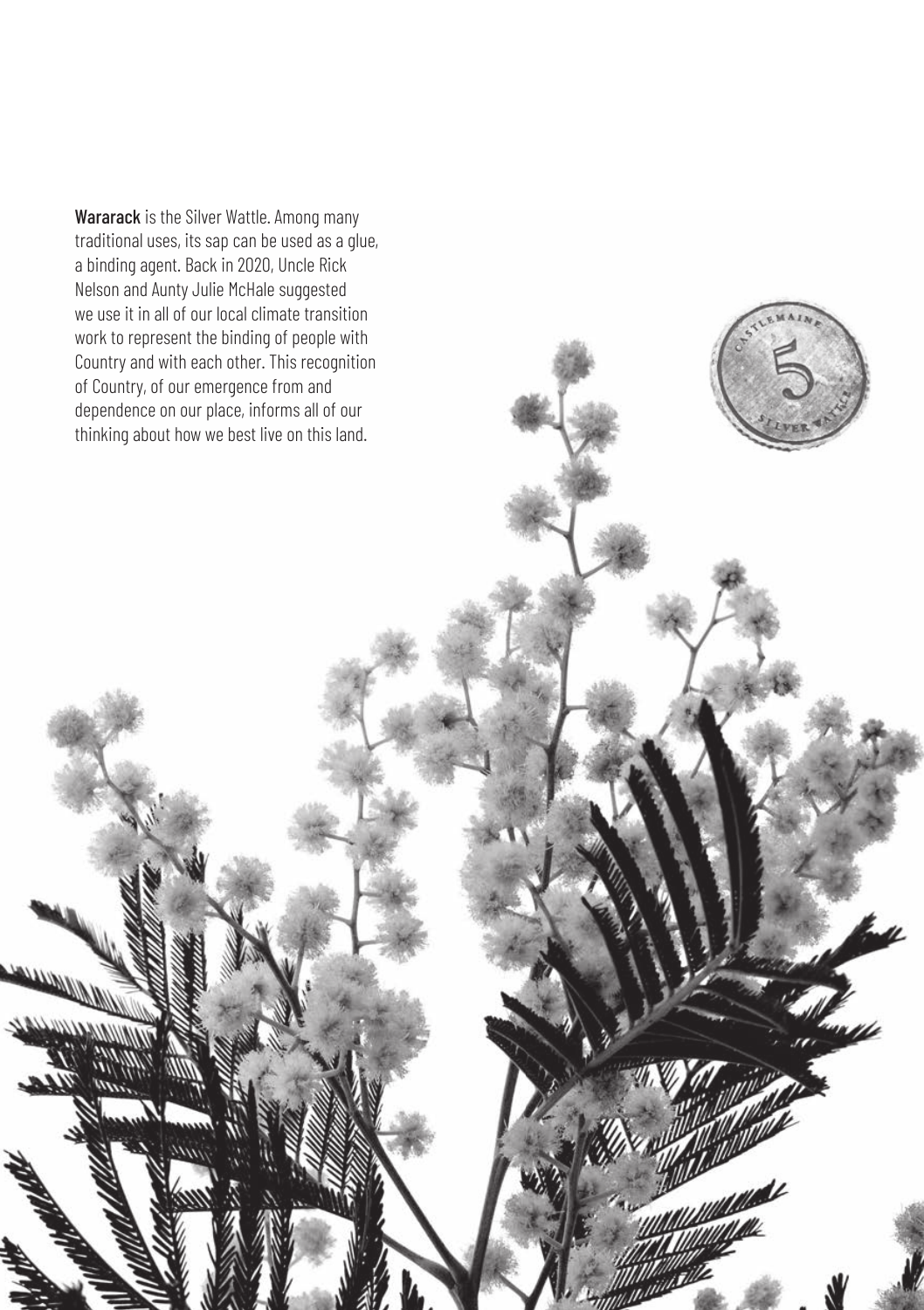**Wararack** is the Silver Wattle. Among many traditional uses, its sap can be used as a glue, a binding agent. Back in 2020, Uncle Rick Nelson and Aunty Julie McHale suggested we use it in all of our local climate transition work to represent the binding of people with Country and with each other. This recognition of Country, of our emergence from and dependence on our place, informs all of our thinking about how we best live on this land.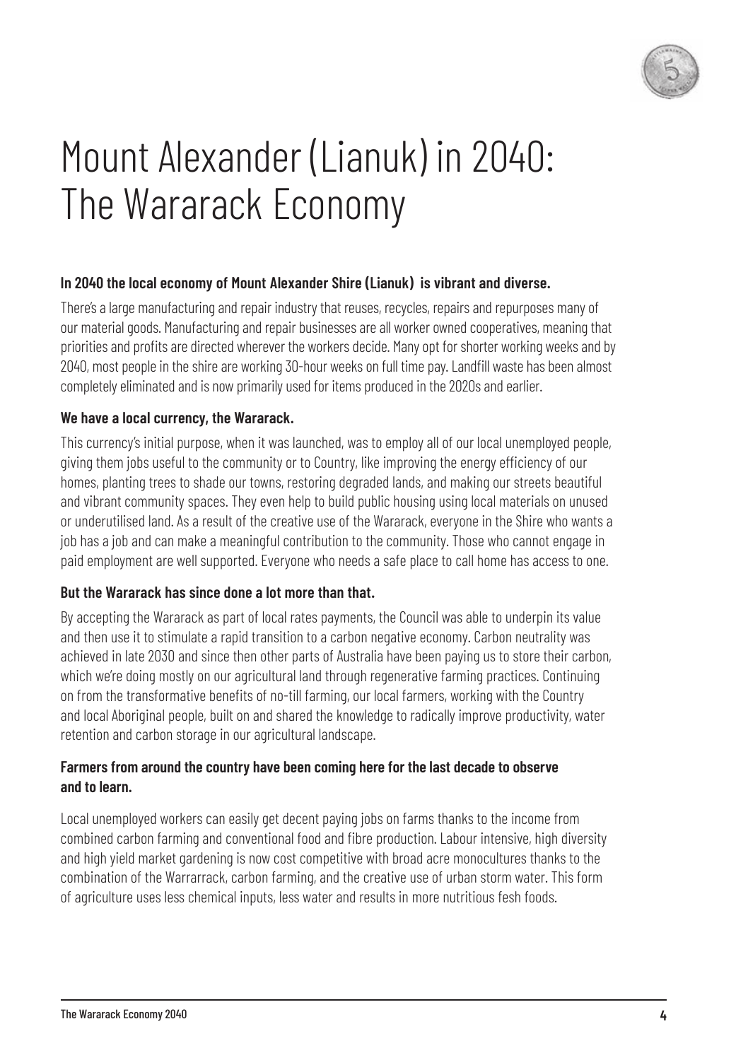# Mount Alexander (Lianuk) in 2040: The Wararack Economy

**In 2040 the local economy of Mount Alexander Shire (Lianuk) is vibrant and diverse.**

There's a large manufacturing and repair industry that reuses, recycles, repairs and repurposes many of our material goods. Manufacturing and repair businesses are all worker owned cooperatives, meaning that priorities and profits are directed wherever the workers decide. Many opt for shorter working weeks and by 2040, most people in the shire are working 30-hour weeks on full time pay. Landfill waste has been almost completely eliminated and is now primarily used for items produced in the 2020s and earlier.

**We have a local currency, the Wararack.**

This currency's initial purpose, when it was launched, was to employ all of our local unemployed people, giving them jobs useful to the community or to Country, like improving the energy efficiency of our homes, planting trees to shade our towns, restoring degraded lands, and making our streets beautiful and vibrant community spaces. They even help to build public housing using local materials on unused or underutilised land. As a result of the creative use of the Wararack, everyone in the Shire who wants a job has a job and can make a meaningful contribution to the community. Those who cannot engage in paid employment are well supported. Everyone who needs a safe place to call home has access to one.

**But the Wararack has since done a lot more than that.**

By accepting the Wararack as part of local rates payments, the Council was able to underpin its value and then use it to stimulate a rapid transition to a carbon negative economy. Carbon neutrality was achieved in late 2030 and since then other parts of Australia have been paying us to store their carbon, which we're doing mostly on our agricultural land through regenerative farming practices. Continuing on from the transformative benefits of no-till farming, our local farmers, working with the Country and local Aboriginal people, built on and shared the knowledge to radically improve productivity, water retention and carbon storage in our agricultural landscape.

**Farmers from around the country have been coming here for the last decade to observe and to learn.**

Local unemployed workers can easily get decent paying jobs on farms thanks to the income from combined carbon farming and conventional food and fibre production. Labour intensive, high diversity and high yield market gardening is now cost competitive with broad acre monocultures thanks to the combination of the Warrarrack, carbon farming, and the creative use of urban storm water. This form of agriculture uses less chemical inputs, less water and results in more nutritious fesh foods.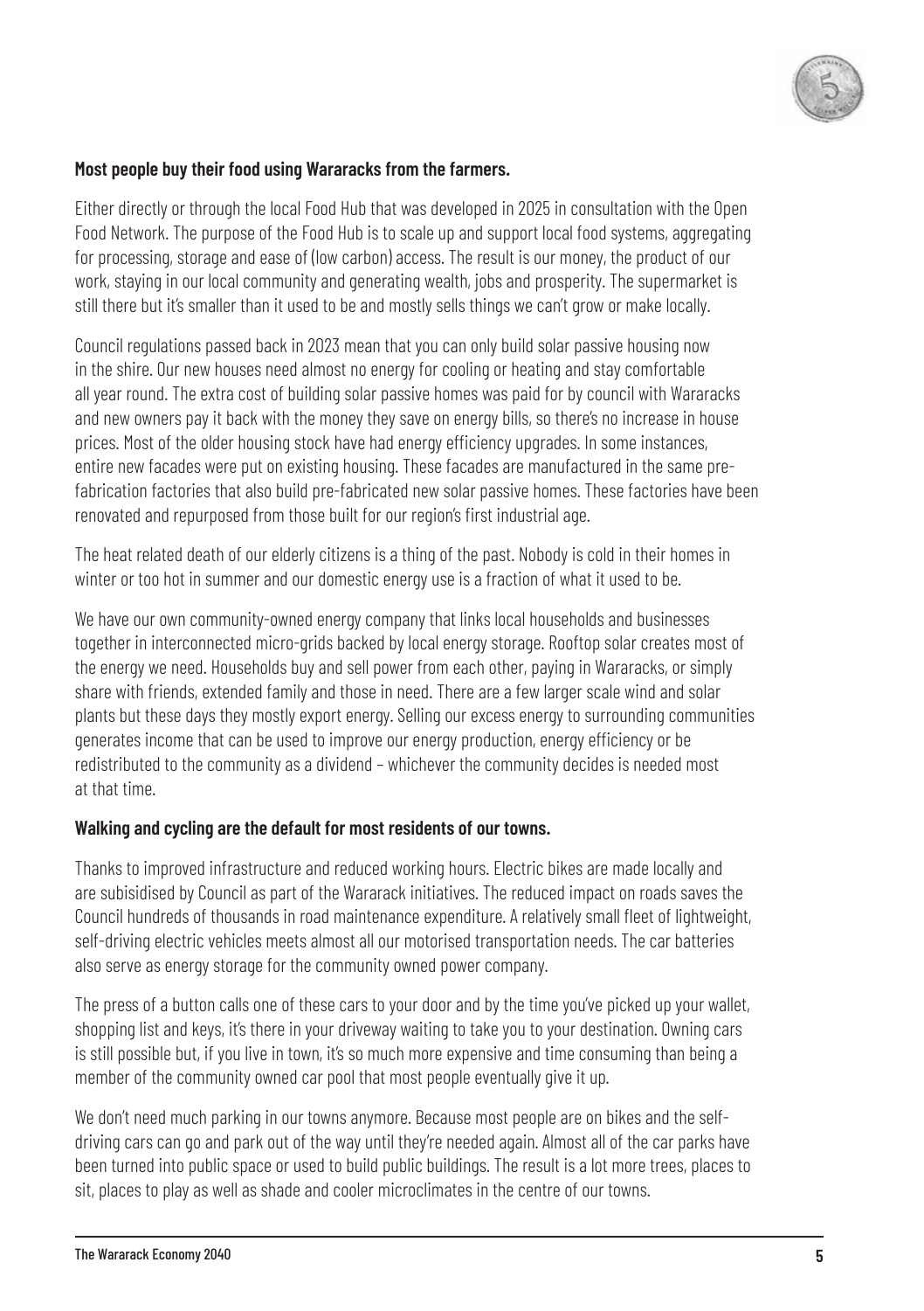**Most people buy their food using Wararacks from the farmers.**

Either directly or through the local Food Hub that was developed in 2025 in consultation with the Open Food Network. The purpose of the Food Hub is to scale up and support local food systems, aggregating for processing, storage and ease of (low carbon) access. The result is our money, the product of our work, staying in our local community and generating wealth, jobs and prosperity. The supermarket is still there but it's smaller than it used to be and mostly sells things we can't grow or make locally.

Council regulations passed back in 2023 mean that you can only build solar passive housing now in the shire. Our new houses need almost no energy for cooling or heating and stay comfortable all year round. The extra cost of building solar passive homes was paid for by council with Wararacks and new owners pay it back with the money they save on energy bills, so there's no increase in house prices. Most of the older housing stock have had energy efficiency upgrades. In some instances, entire new facades were put on existing housing. These facades are manufactured in the same pre-fabrication factories that also build pre-fabricated new solar passive homes. These factories have been renovated and repurposed from those built for our region's first industrial age.

The heat related death of our elderly citizens is a thing of the past. Nobody is cold in their homes in winter or too hot in summer and our domestic energy use is a fraction of what it used to be.

We have our own community-owned energy company that links local households and businesses together in interconnected micro-grids backed by local energy storage. Rooftop solar creates most of the energy we need. Households buy and sell power from each other, paying in Wararacks, or simply share with friends, extended family and those in need. There are a few larger scale wind and solar plants but these days they mostly export energy. Selling our excess energy to surrounding communities generates income that can be used to improve our energy production, energy efficiency or be redistributed to the community as a dividend – whichever the community decides is needed most at that time.

**Walking and cycling are the default for most residents of our towns.**

Thanks to improved infrastructure and reduced working hours. Electric bikes are made locally and are subisidised by Council as part of the Wararack initiatives. The reduced impact on roads saves the Council hundreds of thousands in road maintenance expenditure. A relatively small fleet of lightweight, self-driving electric vehicles meets almost all our motorised transportation needs. The car batteries also serve as energy storage for the community owned power company.

The press of a button calls one of these cars to your door and by the time you've picked up your wallet, shopping list and keys, it's there in your driveway waiting to take you to your destination. Owning cars is still possible but, if you live in town, it's so much more expensive and time consuming than being a member of the community owned car pool that most people eventually give it up.

We don't need much parking in our towns anymore. Because most people are on bikes and the self-driving cars can go and park out of the way until they're needed again. Almost all of the car parks have been turned into public space or used to build public buildings. The result is a lot more trees, places to sit, places to play as well as shade and cooler microclimates in the centre of our towns.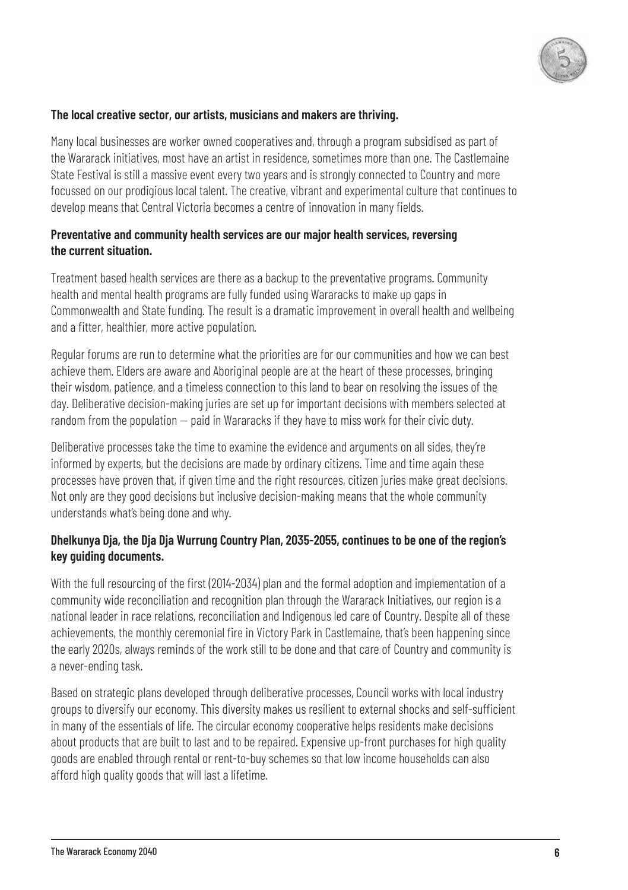**The local creative sector, our artists, musicians and makers are thriving.**

Many local businesses are worker owned cooperatives and, through a program subsidised as part of the Wararack initiatives, most have an artist in residence, sometimes more than one. The Castlemaine State Festival is still a massive event every two years and is strongly connected to Country and more focussed on our prodigious local talent. The creative, vibrant and experimental culture that continues to develop means that Central Victoria becomes a centre of innovation in many fields.

**Preventative and community health services are our major health services, reversing the current situation.**

Treatment based health services are there as a backup to the preventative programs. Community health and mental health programs are fully funded using Wararacks to make up gaps in Commonwealth and State funding. The result is a dramatic improvement in overall health and wellbeing and a fitter, healthier, more active population.

Regular forums are run to determine what the priorities are for our communities and how we can best achieve them. Elders are aware and Aboriginal people are at the heart of these processes, bringing their wisdom, patience, and a timeless connection to this land to bear on resolving the issues of the day. Deliberative decision-making juries are set up for important decisions with members selected at random from the population — paid in Wararacks if they have to miss work for their civic duty.

Deliberative processes take the time to examine the evidence and arguments on all sides, they're informed by experts, but the decisions are made by ordinary citizens. Time and time again these processes have proven that, if given time and the right resources, citizen juries make great decisions. Not only are they good decisions but inclusive decision-making means that the whole community understands what's being done and why.

**Dhelkunya Dja, the Dja Dja Wurrung Country Plan, 2035-2055, continues to be one of the region's key guiding documents.**

With the full resourcing of the first (2014-2034) plan and the formal adoption and implementation of a community wide reconciliation and recognition plan through the Wararack Initiatives, our region is a national leader in race relations, reconciliation and Indigenous led care of Country. Despite all of these achievements, the monthly ceremonial fire in Victory Park in Castlemaine, that's been happening since the early 2020s, always reminds of the work still to be done and that care of Country and community is a never-ending task.

Based on strategic plans developed through deliberative processes, Council works with local industry groups to diversify our economy. This diversity makes us resilient to external shocks and self-sufficient in many of the essentials of life. The circular economy cooperative helps residents make decisions about products that are built to last and to be repaired. Expensive up-front purchases for high quality goods are enabled through rental or rent-to-buy schemes so that low income households can also afford high quality goods that will last a lifetime.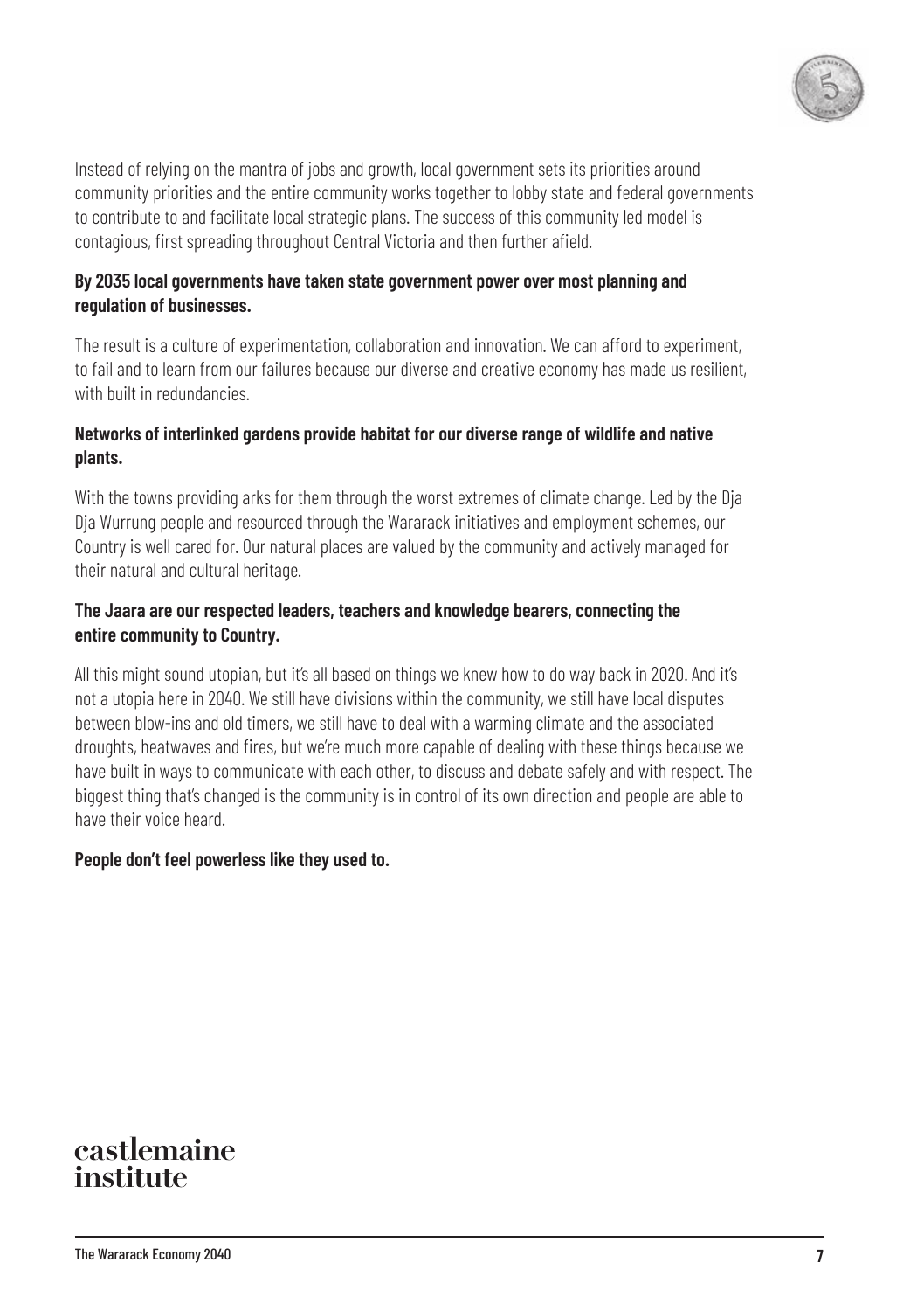Instead of relying on the mantra of jobs and growth, local government sets its priorities around community priorities and the entire community works together to lobby state and federal governments to contribute to and facilitate local strategic plans. The success of this community led model is contagious, first spreading throughout Central Victoria and then further afield.

**By 2035 local governments have taken state government power over most planning and regulation of businesses.**

The result is a culture of experimentation, collaboration and innovation. We can afford to experiment, to fail and to learn from our failures because our diverse and creative economy has made us resilient, with built in redundancies.

**Networks of interlinked gardens provide habitat for our diverse range of wildlife and native plants.**

With the towns providing arks for them through the worst extremes of climate change. Led by the Dja Dja Wurrung people and resourced through the Wararack initiatives and employment schemes, our Country is well cared for. Our natural places are valued by the community and actively managed for their natural and cultural heritage.

**The Jaara are our respected leaders, teachers and knowledge bearers, connecting the entire community to Country.**

All this might sound utopian, but it's all based on things we knew how to do way back in 2020. And it's not a utopia here in 2040. We still have divisions within the community, we still have local disputes between blow-ins and old timers, we still have to deal with a warming climate and the associated droughts, heatwaves and fires, but we're much more capable of dealing with these things because we have built in ways to communicate with each other, to discuss and debate safely and with respect. The biggest thing that's changed is the community is in control of its own direction and people are able to have their voice heard.

**People don't feel powerless like they used to.**

castlemaine
institute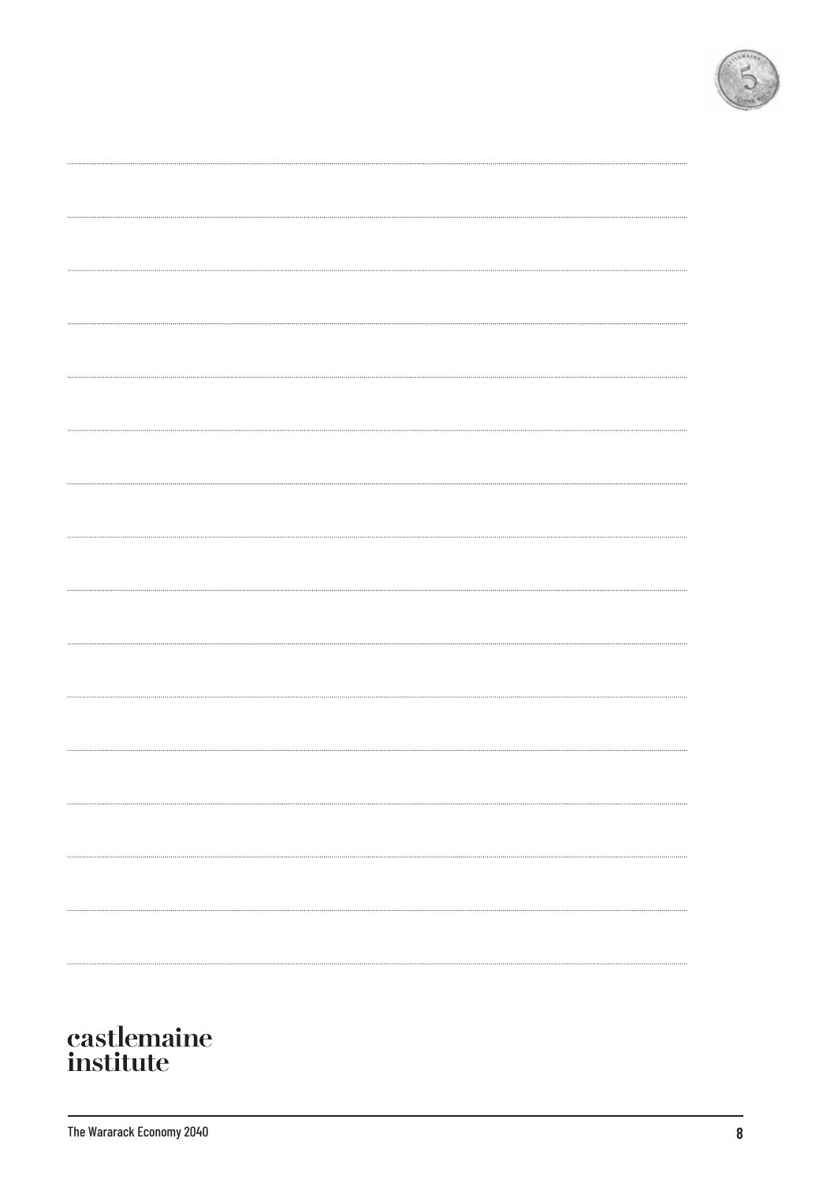castlemaine
institute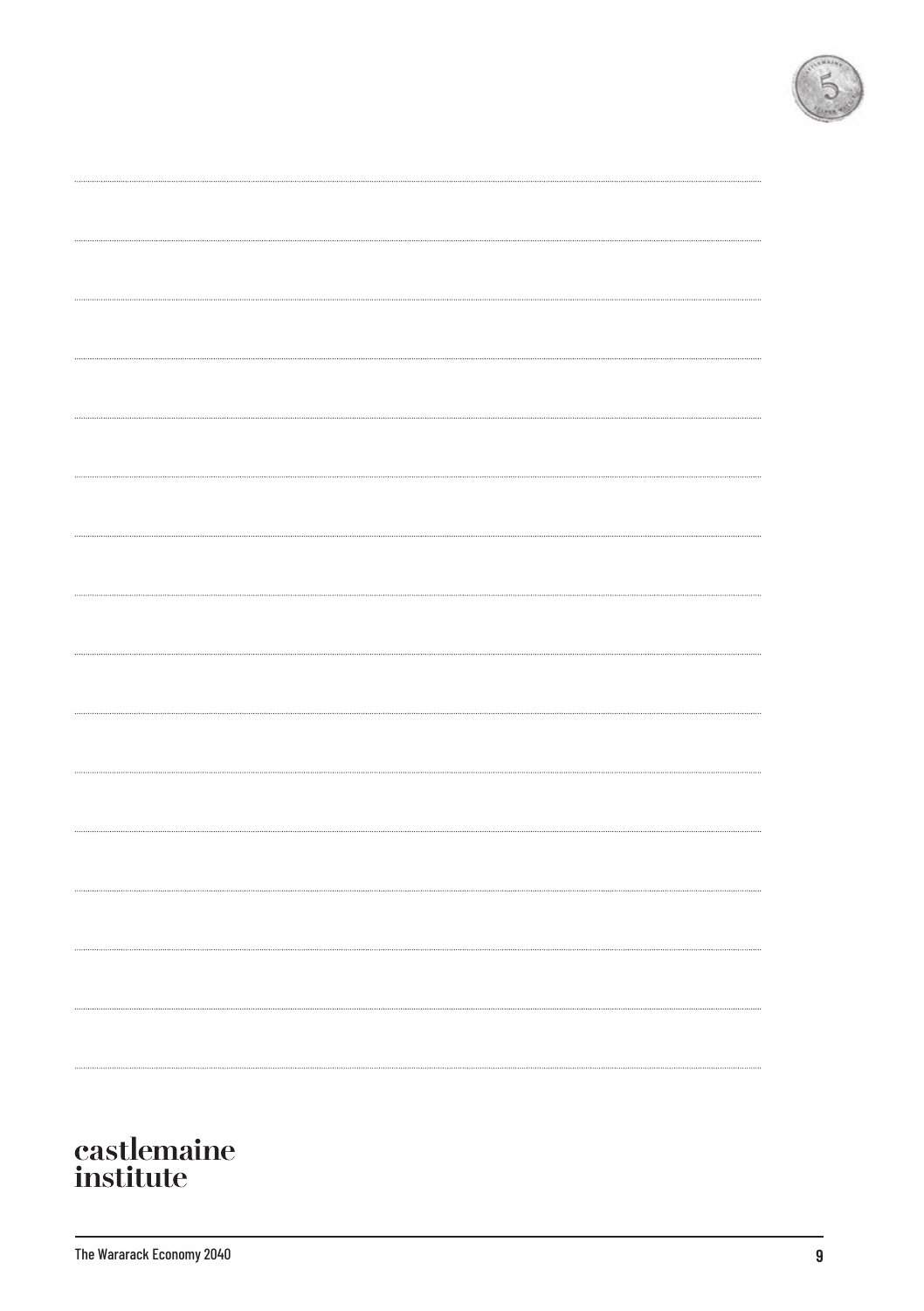castlemaine
institute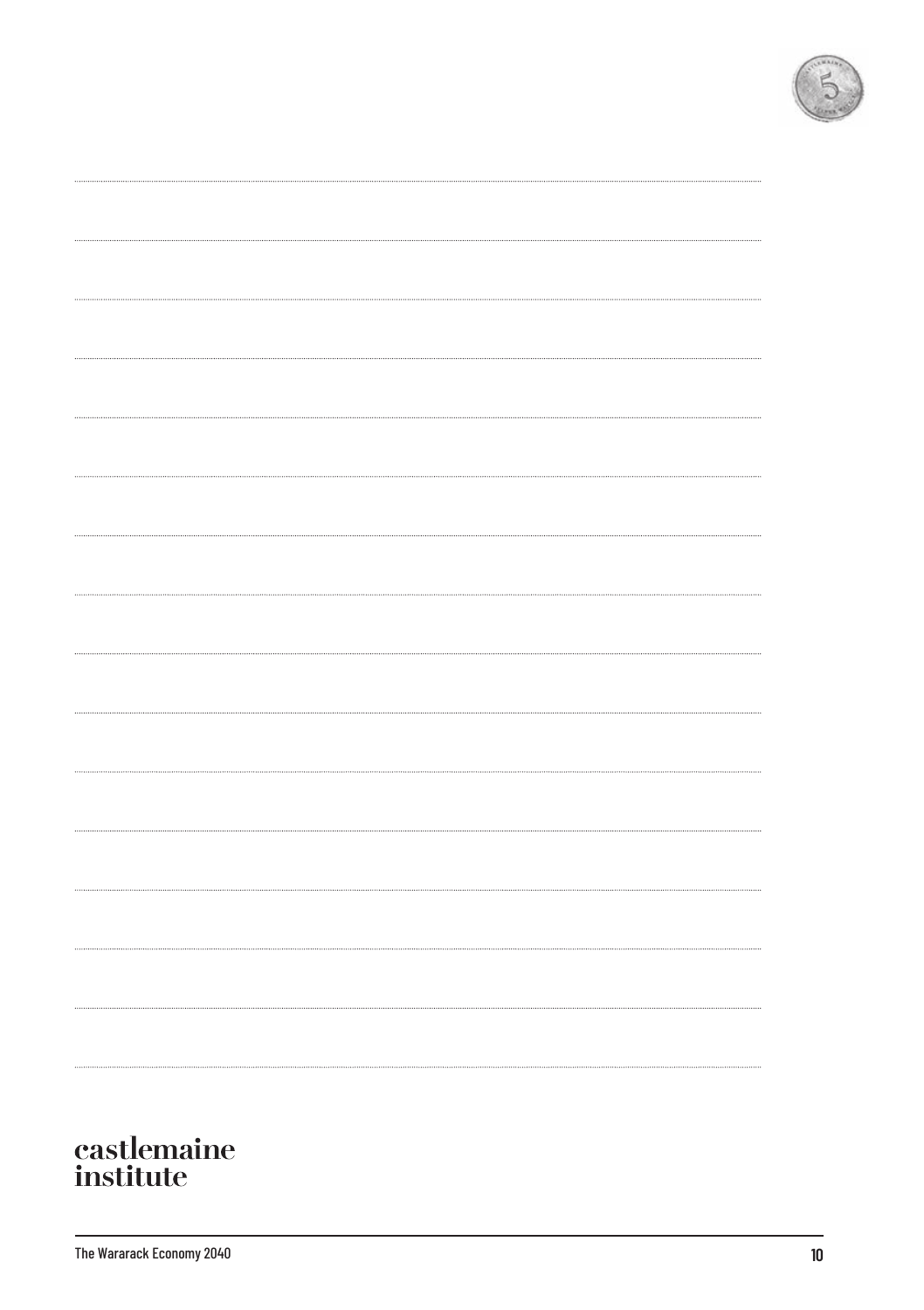castlemaine
institute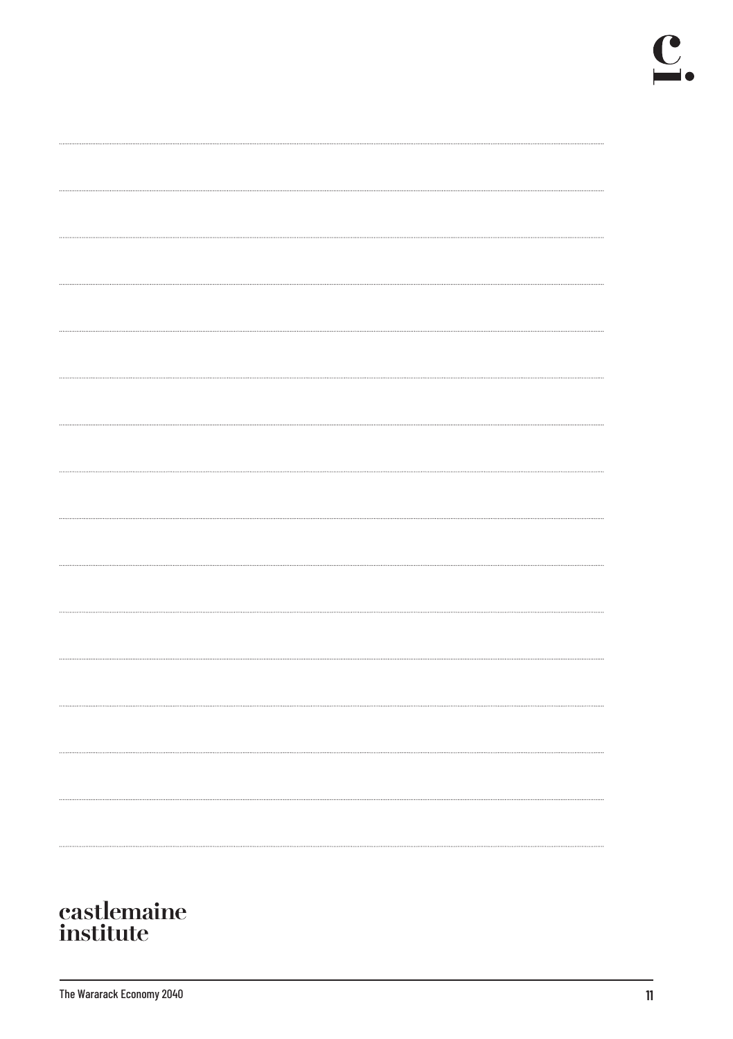castlemaine
institute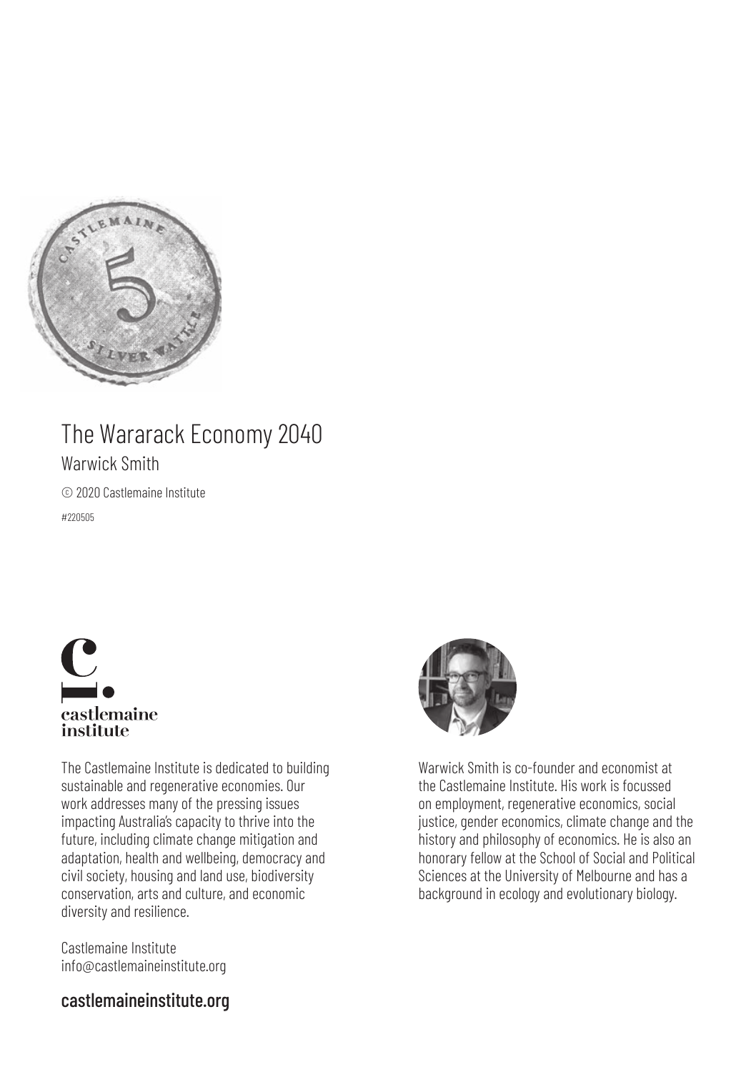# The Wararack Economy 2040

Warwick Smith

© 2020 Castlemaine Institute

#220505

castlemaine institute

The Castlemaine Institute is dedicated to building sustainable and regenerative economies. Our work addresses many of the pressing issues impacting Australia's capacity to thrive into the future, including climate change mitigation and adaptation, health and wellbeing, democracy and civil society, housing and land use, biodiversity conservation, arts and culture, and economic diversity and resilience.

Castlemaine Institute
info@castlemaineinstitute.org

**castlemaineinstitute.org**

Warwick Smith is co-founder and economist at the Castlemaine Institute. His work is focussed on employment, regenerative economics, social justice, gender economics, climate change and the history and philosophy of economics. He is also an honorary fellow at the School of Social and Political Sciences at the University of Melbourne and has a background in ecology and evolutionary biology.